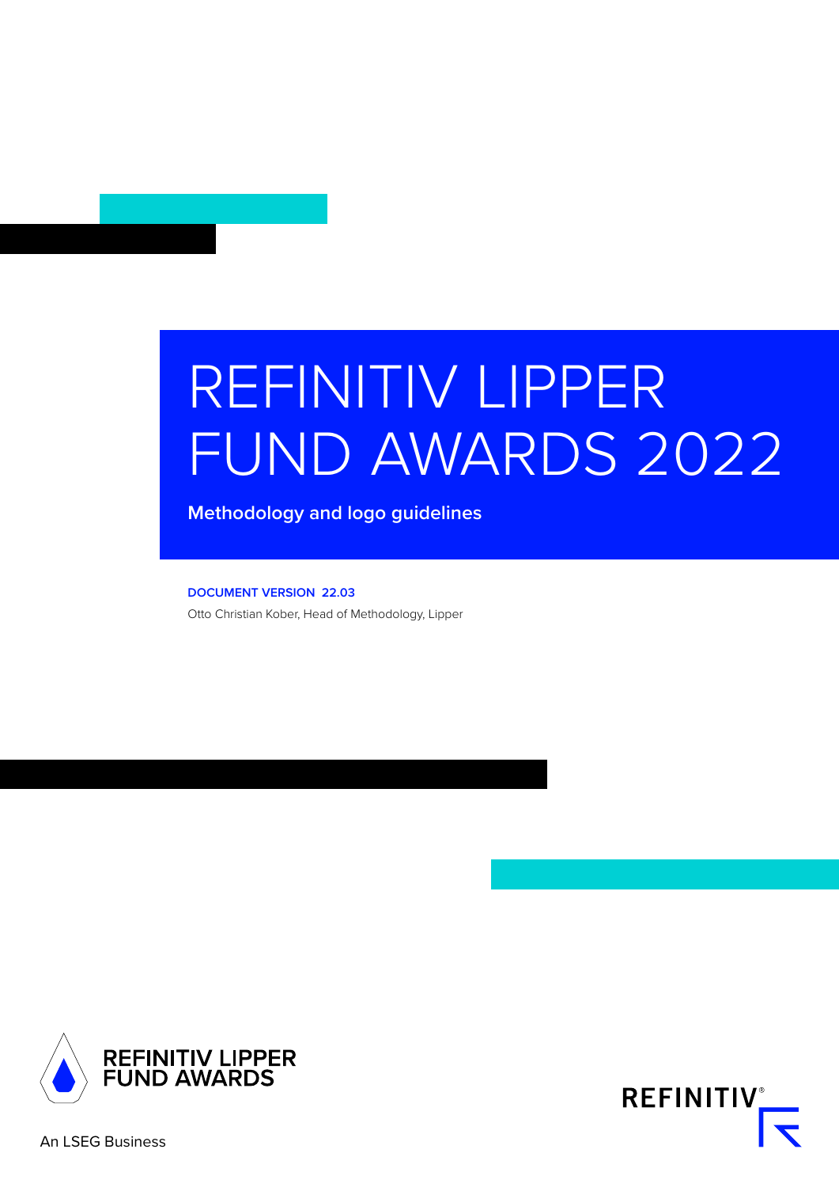# REFINITIV LIPPER FUND AWARDS 2022

**Methodology and logo guidelines**

**DOCUMENT VERSION 22.03**

Otto Christian Kober, Head of Methodology, Lipper

REFINITIV LIPPER FUND AWARDS

An LSEG Business

REFINITIV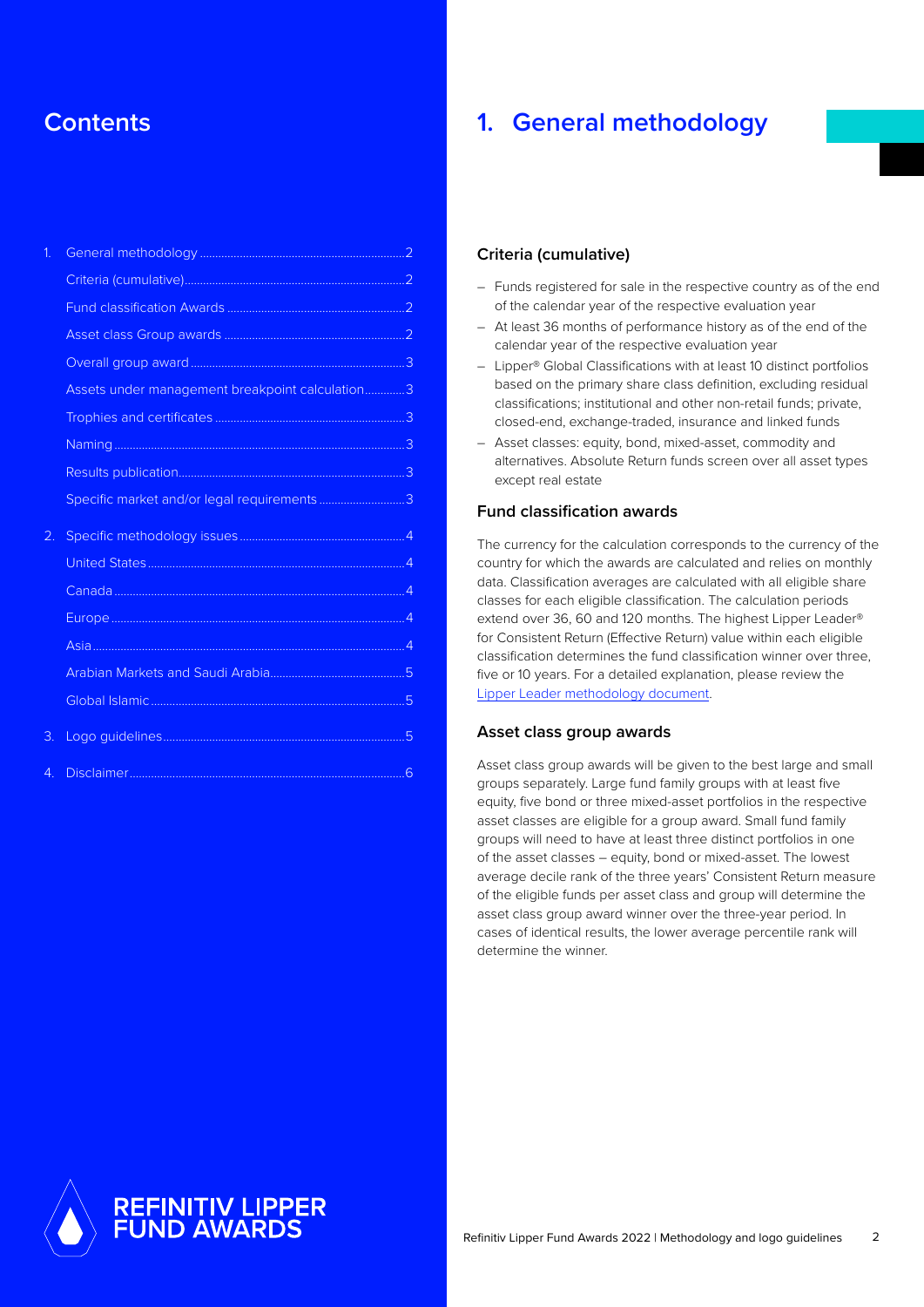# Contents

1. General methodology ....2
   - Criteria (cumulative) ....2
   - Fund classification Awards ....2
   - Asset class Group awards ....2
   - Overall group award ....3
   - Assets under management breakpoint calculation ....3
   - Trophies and certificates ....3
   - Naming ....3
   - Results publication ....3
   - Specific market and/or legal requirements ....3
2. Specific methodology issues ....4
   - United States ....4
   - Canada ....4
   - Europe ....4
   - Asia ....4
   - Arabian Markets and Saudi Arabia ....5
   - Global Islamic ....5
3. Logo guidelines ....5
4. Disclaimer ....6

REFINITIV LIPPER FUND AWARDS

# 1. General methodology

## Criteria (cumulative)

- Funds registered for sale in the respective country as of the end of the calendar year of the respective evaluation year
- At least 36 months of performance history as of the end of the calendar year of the respective evaluation year
- Lipper® Global Classifications with at least 10 distinct portfolios based on the primary share class definition, excluding residual classifications; institutional and other non-retail funds; private, closed-end, exchange-traded, insurance and linked funds
- Asset classes: equity, bond, mixed-asset, commodity and alternatives. Absolute Return funds screen over all asset types except real estate

## Fund classification awards

The currency for the calculation corresponds to the currency of the country for which the awards are calculated and relies on monthly data. Classification averages are calculated with all eligible share classes for each eligible classification. The calculation periods extend over 36, 60 and 120 months. The highest Lipper Leader® for Consistent Return (Effective Return) value within each eligible classification determines the fund classification winner over three, five or 10 years. For a detailed explanation, please review the Lipper Leader methodology document.

## Asset class group awards

Asset class group awards will be given to the best large and small groups separately. Large fund family groups with at least five equity, five bond or three mixed-asset portfolios in the respective asset classes are eligible for a group award. Small fund family groups will need to have at least three distinct portfolios in one of the asset classes – equity, bond or mixed-asset. The lowest average decile rank of the three years' Consistent Return measure of the eligible funds per asset class and group will determine the asset class group award winner over the three-year period. In cases of identical results, the lower average percentile rank will determine the winner.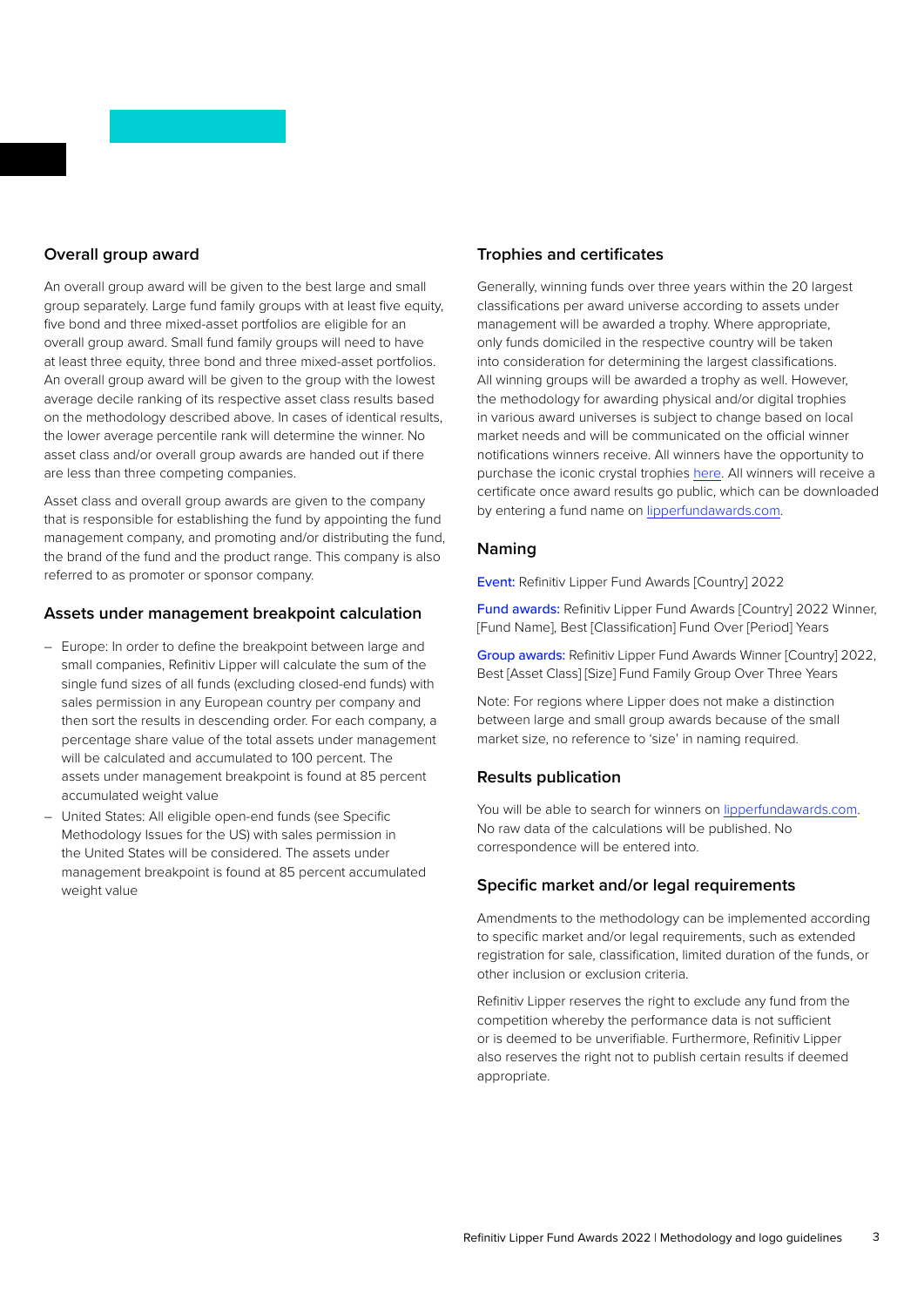## Overall group award

An overall group award will be given to the best large and small group separately. Large fund family groups with at least five equity, five bond and three mixed-asset portfolios are eligible for an overall group award. Small fund family groups will need to have at least three equity, three bond and three mixed-asset portfolios. An overall group award will be given to the group with the lowest average decile ranking of its respective asset class results based on the methodology described above. In cases of identical results, the lower average percentile rank will determine the winner. No asset class and/or overall group awards are handed out if there are less than three competing companies.

Asset class and overall group awards are given to the company that is responsible for establishing the fund by appointing the fund management company, and promoting and/or distributing the fund, the brand of the fund and the product range. This company is also referred to as promoter or sponsor company.

## Assets under management breakpoint calculation

- Europe: In order to define the breakpoint between large and small companies, Refinitiv Lipper will calculate the sum of the single fund sizes of all funds (excluding closed-end funds) with sales permission in any European country per company and then sort the results in descending order. For each company, a percentage share value of the total assets under management will be calculated and accumulated to 100 percent. The assets under management breakpoint is found at 85 percent accumulated weight value
- United States: All eligible open-end funds (see Specific Methodology Issues for the US) with sales permission in the United States will be considered. The assets under management breakpoint is found at 85 percent accumulated weight value

## Trophies and certificates

Generally, winning funds over three years within the 20 largest classifications per award universe according to assets under management will be awarded a trophy. Where appropriate, only funds domiciled in the respective country will be taken into consideration for determining the largest classifications. All winning groups will be awarded a trophy as well. However, the methodology for awarding physical and/or digital trophies in various award universes is subject to change based on local market needs and will be communicated on the official winner notifications winners receive. All winners have the opportunity to purchase the iconic crystal trophies here. All winners will receive a certificate once award results go public, which can be downloaded by entering a fund name on lipperfundawards.com.

## Naming

Event: Refinitiv Lipper Fund Awards [Country] 2022

Fund awards: Refinitiv Lipper Fund Awards [Country] 2022 Winner, [Fund Name], Best [Classification] Fund Over [Period] Years

Group awards: Refinitiv Lipper Fund Awards Winner [Country] 2022, Best [Asset Class] [Size] Fund Family Group Over Three Years

Note: For regions where Lipper does not make a distinction between large and small group awards because of the small market size, no reference to 'size' in naming required.

## Results publication

You will be able to search for winners on lipperfundawards.com. No raw data of the calculations will be published. No correspondence will be entered into.

## Specific market and/or legal requirements

Amendments to the methodology can be implemented according to specific market and/or legal requirements, such as extended registration for sale, classification, limited duration of the funds, or other inclusion or exclusion criteria.

Refinitiv Lipper reserves the right to exclude any fund from the competition whereby the performance data is not sufficient or is deemed to be unverifiable. Furthermore, Refinitiv Lipper also reserves the right not to publish certain results if deemed appropriate.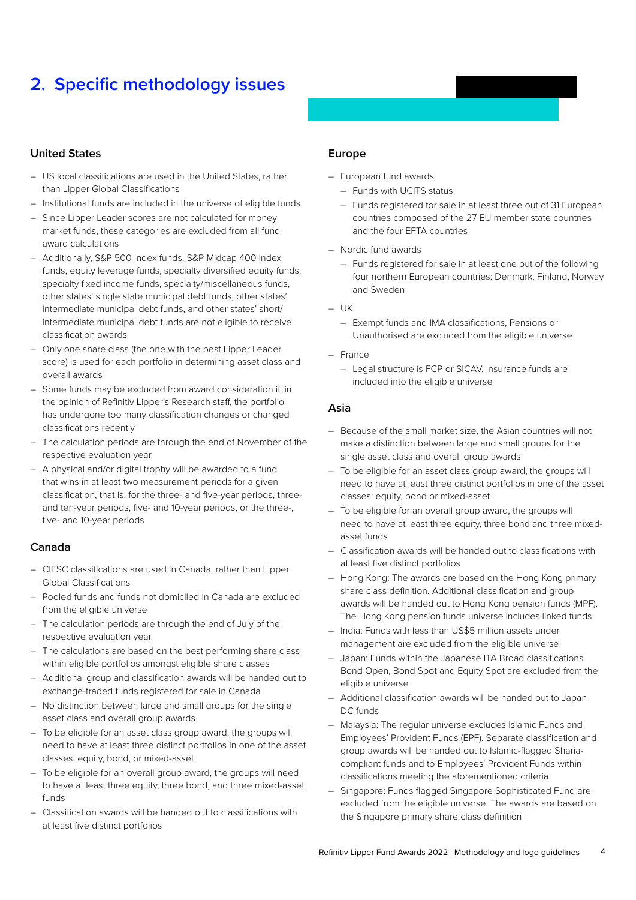## 2. Specific methodology issues

### United States

- US local classifications are used in the United States, rather than Lipper Global Classifications
- Institutional funds are included in the universe of eligible funds.
- Since Lipper Leader scores are not calculated for money market funds, these categories are excluded from all fund award calculations
- Additionally, S&P 500 Index funds, S&P Midcap 400 Index funds, equity leverage funds, specialty diversified equity funds, specialty fixed income funds, specialty/miscellaneous funds, other states' single state municipal debt funds, other states' intermediate municipal debt funds, and other states' short/intermediate municipal debt funds are not eligible to receive classification awards
- Only one share class (the one with the best Lipper Leader score) is used for each portfolio in determining asset class and overall awards
- Some funds may be excluded from award consideration if, in the opinion of Refinitiv Lipper's Research staff, the portfolio has undergone too many classification changes or changed classifications recently
- The calculation periods are through the end of November of the respective evaluation year
- A physical and/or digital trophy will be awarded to a fund that wins in at least two measurement periods for a given classification, that is, for the three- and five-year periods, three- and ten-year periods, five- and 10-year periods, or the three-, five- and 10-year periods

### Canada

- CIFSC classifications are used in Canada, rather than Lipper Global Classifications
- Pooled funds and funds not domiciled in Canada are excluded from the eligible universe
- The calculation periods are through the end of July of the respective evaluation year
- The calculations are based on the best performing share class within eligible portfolios amongst eligible share classes
- Additional group and classification awards will be handed out to exchange-traded funds registered for sale in Canada
- No distinction between large and small groups for the single asset class and overall group awards
- To be eligible for an asset class group award, the groups will need to have at least three distinct portfolios in one of the asset classes: equity, bond, or mixed-asset
- To be eligible for an overall group award, the groups will need to have at least three equity, three bond, and three mixed-asset funds
- Classification awards will be handed out to classifications with at least five distinct portfolios

### Europe

- European fund awards
  - Funds with UCITS status
  - Funds registered for sale in at least three out of 31 European countries composed of the 27 EU member state countries and the four EFTA countries
- Nordic fund awards
  - Funds registered for sale in at least one out of the following four northern European countries: Denmark, Finland, Norway and Sweden
- UK
  - Exempt funds and IMA classifications, Pensions or Unauthorised are excluded from the eligible universe
- France
  - Legal structure is FCP or SICAV. Insurance funds are included into the eligible universe

### Asia

- Because of the small market size, the Asian countries will not make a distinction between large and small groups for the single asset class and overall group awards
- To be eligible for an asset class group award, the groups will need to have at least three distinct portfolios in one of the asset classes: equity, bond or mixed-asset
- To be eligible for an overall group award, the groups will need to have at least three equity, three bond and three mixed-asset funds
- Classification awards will be handed out to classifications with at least five distinct portfolios
- Hong Kong: The awards are based on the Hong Kong primary share class definition. Additional classification and group awards will be handed out to Hong Kong pension funds (MPF). The Hong Kong pension funds universe includes linked funds
- India: Funds with less than US$5 million assets under management are excluded from the eligible universe
- Japan: Funds within the Japanese ITA Broad classifications Bond Open, Bond Spot and Equity Spot are excluded from the eligible universe
- Additional classification awards will be handed out to Japan DC funds
- Malaysia: The regular universe excludes Islamic Funds and Employees' Provident Funds (EPF). Separate classification and group awards will be handed out to Islamic-flagged Sharia-compliant funds and to Employees' Provident Funds within classifications meeting the aforementioned criteria
- Singapore: Funds flagged Singapore Sophisticated Fund are excluded from the eligible universe. The awards are based on the Singapore primary share class definition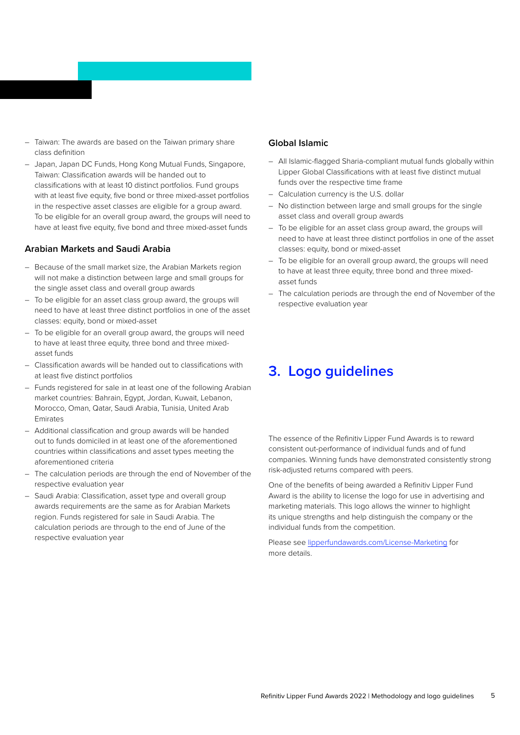- Taiwan: The awards are based on the Taiwan primary share class definition
- Japan, Japan DC Funds, Hong Kong Mutual Funds, Singapore, Taiwan: Classification awards will be handed out to classifications with at least 10 distinct portfolios. Fund groups with at least five equity, five bond or three mixed-asset portfolios in the respective asset classes are eligible for a group award. To be eligible for an overall group award, the groups will need to have at least five equity, five bond and three mixed-asset funds

### Arabian Markets and Saudi Arabia

- Because of the small market size, the Arabian Markets region will not make a distinction between large and small groups for the single asset class and overall group awards
- To be eligible for an asset class group award, the groups will need to have at least three distinct portfolios in one of the asset classes: equity, bond or mixed-asset
- To be eligible for an overall group award, the groups will need to have at least three equity, three bond and three mixed-asset funds
- Classification awards will be handed out to classifications with at least five distinct portfolios
- Funds registered for sale in at least one of the following Arabian market countries: Bahrain, Egypt, Jordan, Kuwait, Lebanon, Morocco, Oman, Qatar, Saudi Arabia, Tunisia, United Arab Emirates
- Additional classification and group awards will be handed out to funds domiciled in at least one of the aforementioned countries within classifications and asset types meeting the aforementioned criteria
- The calculation periods are through the end of November of the respective evaluation year
- Saudi Arabia: Classification, asset type and overall group awards requirements are the same as for Arabian Markets region. Funds registered for sale in Saudi Arabia. The calculation periods are through to the end of June of the respective evaluation year

### Global Islamic

- All Islamic-flagged Sharia-compliant mutual funds globally within Lipper Global Classifications with at least five distinct mutual funds over the respective time frame
- Calculation currency is the U.S. dollar
- No distinction between large and small groups for the single asset class and overall group awards
- To be eligible for an asset class group award, the groups will need to have at least three distinct portfolios in one of the asset classes: equity, bond or mixed-asset
- To be eligible for an overall group award, the groups will need to have at least three equity, three bond and three mixed-asset funds
- The calculation periods are through the end of November of the respective evaluation year

## 3. Logo guidelines

The essence of the Refinitiv Lipper Fund Awards is to reward consistent out-performance of individual funds and of fund companies. Winning funds have demonstrated consistently strong risk-adjusted returns compared with peers.

One of the benefits of being awarded a Refinitiv Lipper Fund Award is the ability to license the logo for use in advertising and marketing materials. This logo allows the winner to highlight its unique strengths and help distinguish the company or the individual funds from the competition.

Please see lipperfundawards.com/License-Marketing for more details.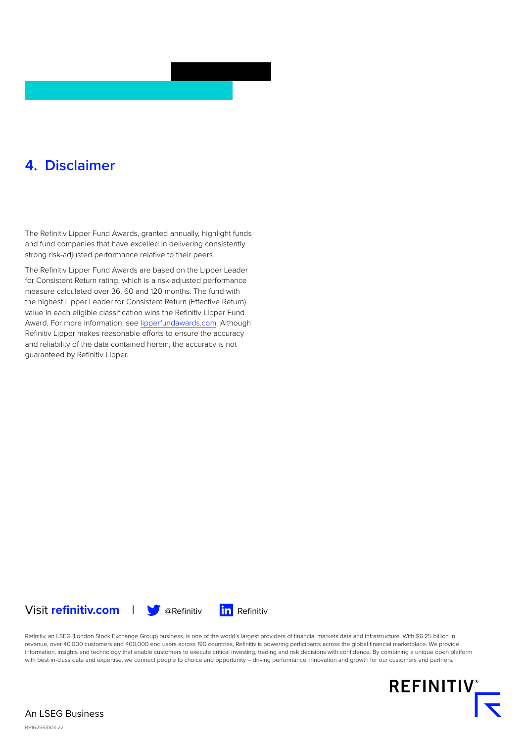## 4. Disclaimer

The Refinitiv Lipper Fund Awards, granted annually, highlight funds and fund companies that have excelled in delivering consistently strong risk-adjusted performance relative to their peers.

The Refinitiv Lipper Fund Awards are based on the Lipper Leader for Consistent Return rating, which is a risk-adjusted performance measure calculated over 36, 60 and 120 months. The fund with the highest Lipper Leader for Consistent Return (Effective Return) value in each eligible classification wins the Refinitiv Lipper Fund Award. For more information, see lipperfundawards.com. Although Refinitiv Lipper makes reasonable efforts to ensure the accuracy and reliability of the data contained herein, the accuracy is not guaranteed by Refinitiv Lipper.

Visit **refinitiv.com** | @Refinitiv Refinitiv

Refinitiv, an LSEG (London Stock Exchange Group) business, is one of the world's largest providers of financial markets data and infrastructure. With $6.25 billion in revenue, over 40,000 customers and 400,000 end users across 190 countries, Refinitiv is powering participants across the global financial marketplace. We provide information, insights and technology that enable customers to execute critical investing, trading and risk decisions with confidence. By combining a unique open platform with best-in-class data and expertise, we connect people to choice and opportunity – driving performance, innovation and growth for our customers and partners.

An LSEG Business

RE1625538/3-22